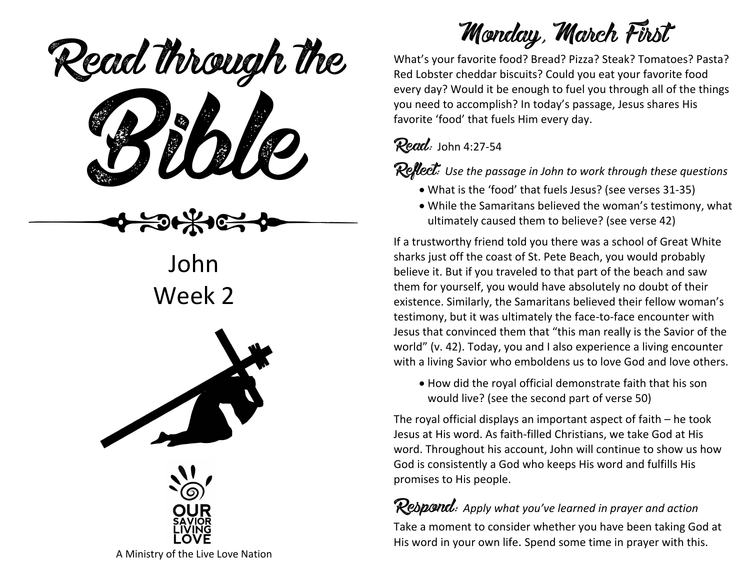# Read through the Bible

## John
## Week 2

A Ministry of the Live Love Nation

# Monday, March First

What's your favorite food? Bread? Pizza? Steak? Tomatoes? Pasta? Red Lobster cheddar biscuits? Could you eat your favorite food every day? Would it be enough to fuel you through all of the things you need to accomplish? In today's passage, Jesus shares His favorite 'food' that fuels Him every day.

**Read:** John 4:27-54

**Reflect:** *Use the passage in John to work through these questions*

- What is the 'food' that fuels Jesus? (see verses 31-35)
- While the Samaritans believed the woman's testimony, what ultimately caused them to believe? (see verse 42)

If a trustworthy friend told you there was a school of Great White sharks just off the coast of St. Pete Beach, you would probably believe it. But if you traveled to that part of the beach and saw them for yourself, you would have absolutely no doubt of their existence. Similarly, the Samaritans believed their fellow woman's testimony, but it was ultimately the face-to-face encounter with Jesus that convinced them that "this man really is the Savior of the world" (v. 42). Today, you and I also experience a living encounter with a living Savior who emboldens us to love God and love others.

- How did the royal official demonstrate faith that his son would live? (see the second part of verse 50)

The royal official displays an important aspect of faith – he took Jesus at His word. As faith-filled Christians, we take God at His word. Throughout his account, John will continue to show us how God is consistently a God who keeps His word and fulfills His promises to His people.

**Respond:** *Apply what you've learned in prayer and action*

Take a moment to consider whether you have been taking God at His word in your own life. Spend some time in prayer with this.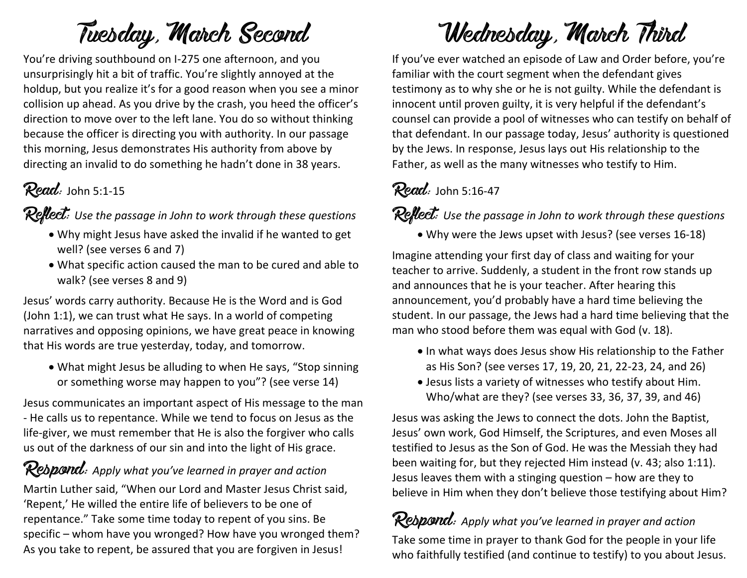# Tuesday, March Second

You're driving southbound on I-275 one afternoon, and you unsurprisingly hit a bit of traffic. You're slightly annoyed at the holdup, but you realize it's for a good reason when you see a minor collision up ahead. As you drive by the crash, you heed the officer's direction to move over to the left lane. You do so without thinking because the officer is directing you with authority. In our passage this morning, Jesus demonstrates His authority from above by directing an invalid to do something he hadn't done in 38 years.

## Read: John 5:1-15

## Reflect: *Use the passage in John to work through these questions*

- Why might Jesus have asked the invalid if he wanted to get well? (see verses 6 and 7)
- What specific action caused the man to be cured and able to walk? (see verses 8 and 9)

Jesus' words carry authority. Because He is the Word and is God (John 1:1), we can trust what He says. In a world of competing narratives and opposing opinions, we have great peace in knowing that His words are true yesterday, today, and tomorrow.

- What might Jesus be alluding to when He says, "Stop sinning or something worse may happen to you"? (see verse 14)

Jesus communicates an important aspect of His message to the man - He calls us to repentance. While we tend to focus on Jesus as the life-giver, we must remember that He is also the forgiver who calls us out of the darkness of our sin and into the light of His grace.

## Respond: *Apply what you've learned in prayer and action*

Martin Luther said, "When our Lord and Master Jesus Christ said, 'Repent,' He willed the entire life of believers to be one of repentance." Take some time today to repent of you sins. Be specific – whom have you wronged? How have you wronged them? As you take to repent, be assured that you are forgiven in Jesus!

# Wednesday, March Third

If you've ever watched an episode of Law and Order before, you're familiar with the court segment when the defendant gives testimony as to why she or he is not guilty. While the defendant is innocent until proven guilty, it is very helpful if the defendant's counsel can provide a pool of witnesses who can testify on behalf of that defendant. In our passage today, Jesus' authority is questioned by the Jews. In response, Jesus lays out His relationship to the Father, as well as the many witnesses who testify to Him.

## Read: John 5:16-47

## Reflect: *Use the passage in John to work through these questions*

- Why were the Jews upset with Jesus? (see verses 16-18)

Imagine attending your first day of class and waiting for your teacher to arrive. Suddenly, a student in the front row stands up and announces that he is your teacher. After hearing this announcement, you'd probably have a hard time believing the student. In our passage, the Jews had a hard time believing that the man who stood before them was equal with God (v. 18).

- In what ways does Jesus show His relationship to the Father as His Son? (see verses 17, 19, 20, 21, 22-23, 24, and 26)
- Jesus lists a variety of witnesses who testify about Him. Who/what are they? (see verses 33, 36, 37, 39, and 46)

Jesus was asking the Jews to connect the dots. John the Baptist, Jesus' own work, God Himself, the Scriptures, and even Moses all testified to Jesus as the Son of God. He was the Messiah they had been waiting for, but they rejected Him instead (v. 43; also 1:11). Jesus leaves them with a stinging question – how are they to believe in Him when they don't believe those testifying about Him?

## Respond: *Apply what you've learned in prayer and action*

Take some time in prayer to thank God for the people in your life who faithfully testified (and continue to testify) to you about Jesus.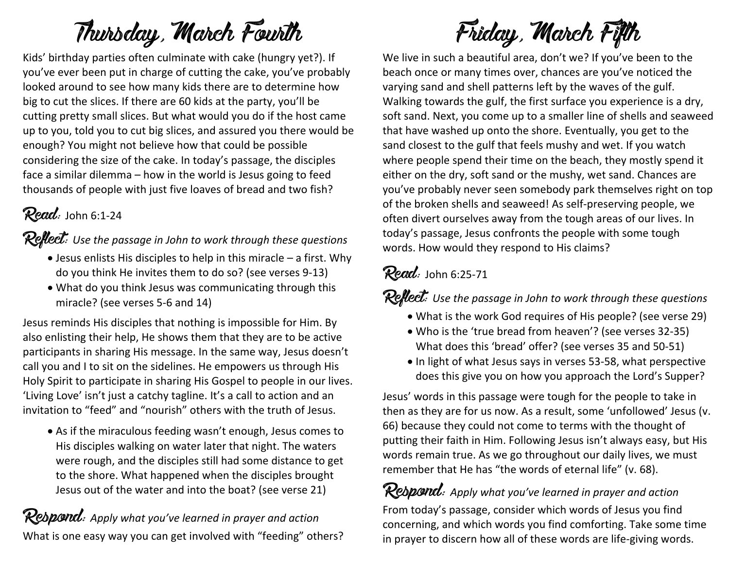# Thursday, March Fourth

Kids' birthday parties often culminate with cake (hungry yet?). If you've ever been put in charge of cutting the cake, you've probably looked around to see how many kids there are to determine how big to cut the slices. If there are 60 kids at the party, you'll be cutting pretty small slices. But what would you do if the host came up to you, told you to cut big slices, and assured you there would be enough? You might not believe how that could be possible considering the size of the cake. In today's passage, the disciples face a similar dilemma – how in the world is Jesus going to feed thousands of people with just five loaves of bread and two fish?

**Read:** John 6:1-24

**Reflect:** *Use the passage in John to work through these questions*

- Jesus enlists His disciples to help in this miracle – a first. Why do you think He invites them to do so? (see verses 9-13)
- What do you think Jesus was communicating through this miracle? (see verses 5-6 and 14)

Jesus reminds His disciples that nothing is impossible for Him. By also enlisting their help, He shows them that they are to be active participants in sharing His message. In the same way, Jesus doesn't call you and I to sit on the sidelines. He empowers us through His Holy Spirit to participate in sharing His Gospel to people in our lives. 'Living Love' isn't just a catchy tagline. It's a call to action and an invitation to "feed" and "nourish" others with the truth of Jesus.

- As if the miraculous feeding wasn't enough, Jesus comes to His disciples walking on water later that night. The waters were rough, and the disciples still had some distance to get to the shore. What happened when the disciples brought Jesus out of the water and into the boat? (see verse 21)

**Respond:** *Apply what you've learned in prayer and action*

What is one easy way you can get involved with "feeding" others?

# Friday, March Fifth

We live in such a beautiful area, don't we? If you've been to the beach once or many times over, chances are you've noticed the varying sand and shell patterns left by the waves of the gulf. Walking towards the gulf, the first surface you experience is a dry, soft sand. Next, you come up to a smaller line of shells and seaweed that have washed up onto the shore. Eventually, you get to the sand closest to the gulf that feels mushy and wet. If you watch where people spend their time on the beach, they mostly spend it either on the dry, soft sand or the mushy, wet sand. Chances are you've probably never seen somebody park themselves right on top of the broken shells and seaweed! As self-preserving people, we often divert ourselves away from the tough areas of our lives. In today's passage, Jesus confronts the people with some tough words. How would they respond to His claims?

**Read:** John 6:25-71

**Reflect:** *Use the passage in John to work through these questions*

- What is the work God requires of His people? (see verse 29)
- Who is the 'true bread from heaven'? (see verses 32-35) What does this 'bread' offer? (see verses 35 and 50-51)
- In light of what Jesus says in verses 53-58, what perspective does this give you on how you approach the Lord's Supper?

Jesus' words in this passage were tough for the people to take in then as they are for us now. As a result, some 'unfollowed' Jesus (v. 66) because they could not come to terms with the thought of putting their faith in Him. Following Jesus isn't always easy, but His words remain true. As we go throughout our daily lives, we must remember that He has "the words of eternal life" (v. 68).

**Respond:** *Apply what you've learned in prayer and action*

From today's passage, consider which words of Jesus you find concerning, and which words you find comforting. Take some time in prayer to discern how all of these words are life-giving words.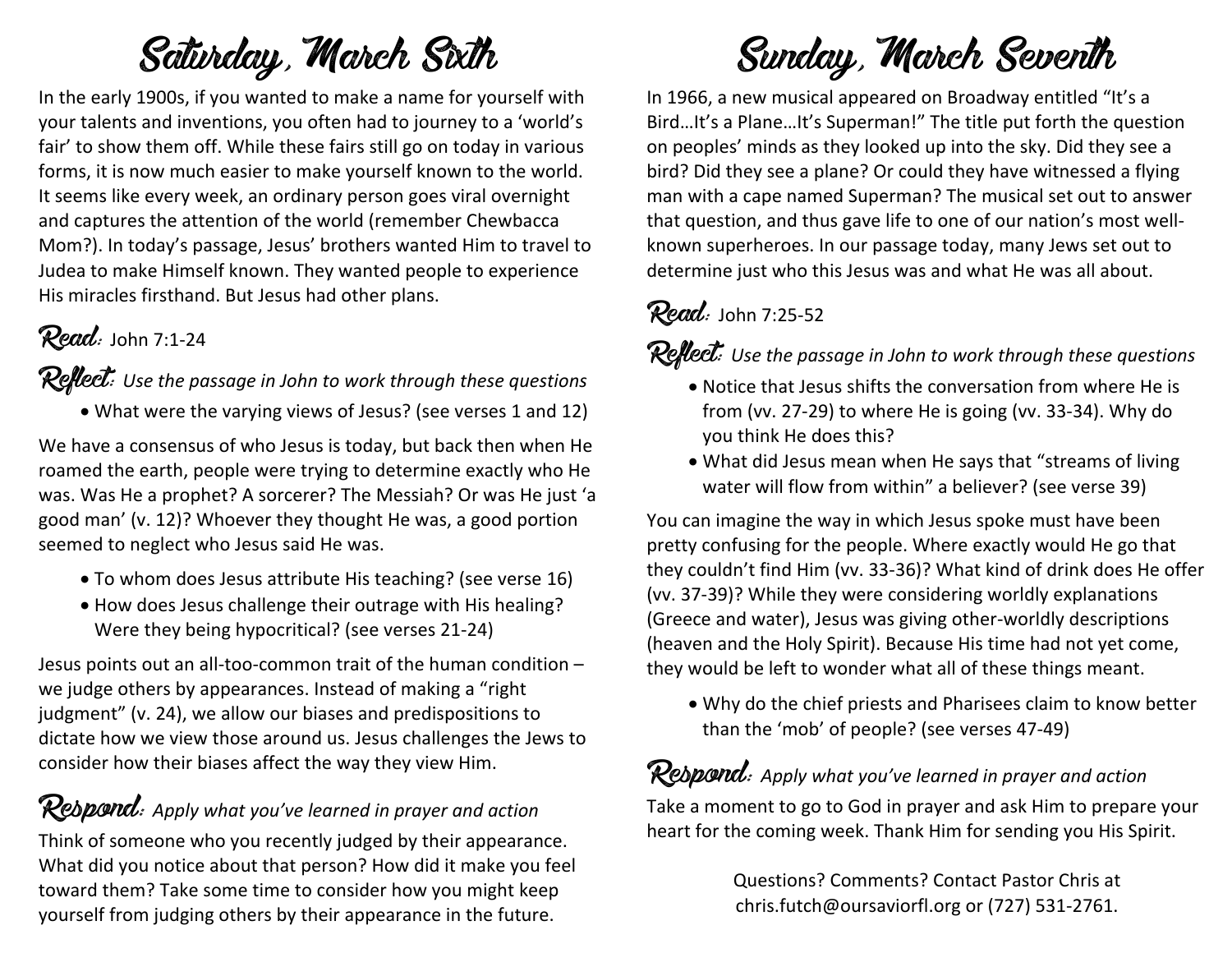# Saturday, March Sixth

In the early 1900s, if you wanted to make a name for yourself with your talents and inventions, you often had to journey to a 'world's fair' to show them off. While these fairs still go on today in various forms, it is now much easier to make yourself known to the world. It seems like every week, an ordinary person goes viral overnight and captures the attention of the world (remember Chewbacca Mom?). In today's passage, Jesus' brothers wanted Him to travel to Judea to make Himself known. They wanted people to experience His miracles firsthand. But Jesus had other plans.

## Read: John 7:1-24

## Reflect: *Use the passage in John to work through these questions*

- What were the varying views of Jesus? (see verses 1 and 12)

We have a consensus of who Jesus is today, but back then when He roamed the earth, people were trying to determine exactly who He was. Was He a prophet? A sorcerer? The Messiah? Or was He just 'a good man' (v. 12)? Whoever they thought He was, a good portion seemed to neglect who Jesus said He was.

- To whom does Jesus attribute His teaching? (see verse 16)
- How does Jesus challenge their outrage with His healing? Were they being hypocritical? (see verses 21-24)

Jesus points out an all-too-common trait of the human condition – we judge others by appearances. Instead of making a "right judgment" (v. 24), we allow our biases and predispositions to dictate how we view those around us. Jesus challenges the Jews to consider how their biases affect the way they view Him.

## Respond: *Apply what you've learned in prayer and action*

Think of someone who you recently judged by their appearance. What did you notice about that person? How did it make you feel toward them? Take some time to consider how you might keep yourself from judging others by their appearance in the future.

# Sunday, March Seventh

In 1966, a new musical appeared on Broadway entitled "It's a Bird…It's a Plane…It's Superman!" The title put forth the question on peoples' minds as they looked up into the sky. Did they see a bird? Did they see a plane? Or could they have witnessed a flying man with a cape named Superman? The musical set out to answer that question, and thus gave life to one of our nation's most well-known superheroes. In our passage today, many Jews set out to determine just who this Jesus was and what He was all about.

## Read: John 7:25-52

## Reflect: *Use the passage in John to work through these questions*

- Notice that Jesus shifts the conversation from where He is from (vv. 27-29) to where He is going (vv. 33-34). Why do you think He does this?
- What did Jesus mean when He says that "streams of living water will flow from within" a believer? (see verse 39)

You can imagine the way in which Jesus spoke must have been pretty confusing for the people. Where exactly would He go that they couldn't find Him (vv. 33-36)? What kind of drink does He offer (vv. 37-39)? While they were considering worldly explanations (Greece and water), Jesus was giving other-worldly descriptions (heaven and the Holy Spirit). Because His time had not yet come, they would be left to wonder what all of these things meant.

- Why do the chief priests and Pharisees claim to know better than the 'mob' of people? (see verses 47-49)

## Respond: *Apply what you've learned in prayer and action*

Take a moment to go to God in prayer and ask Him to prepare your heart for the coming week. Thank Him for sending you His Spirit.

Questions? Comments? Contact Pastor Chris at chris.futch@oursaviorfl.org or (727) 531-2761.